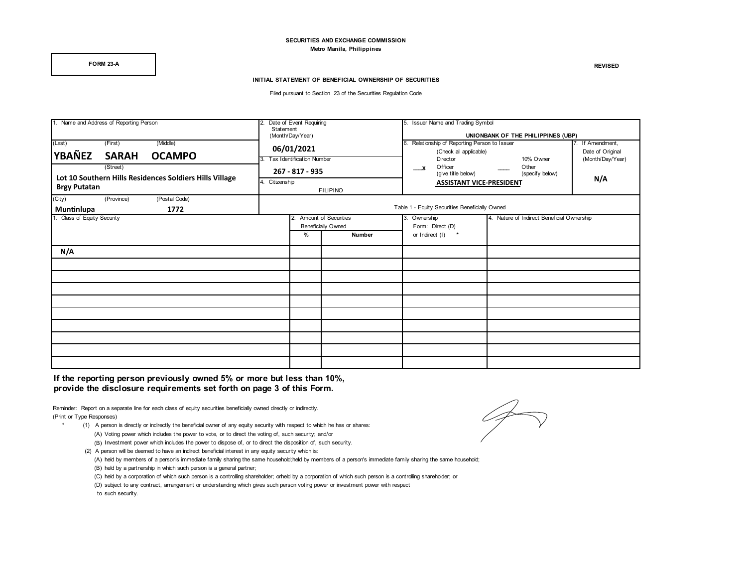SECURITIES AND EXCHANGE COMMISSION
Metro Manila, Philippines

FORM 23-A

REVISED

## INITIAL STATEMENT OF BENEFICIAL OWNERSHIP OF SECURITIES

Filed pursuant to Section 23 of the Securities Regulation Code

| 1. Name and Address of Reporting Person | 2. Date of Event Requiring Statement (Month/Day/Year) | 5. Issuer Name and Trading Symbol | |
|---|---|---|---|
| (Last) YBAÑEZ (First) SARAH (Middle) OCAMPO | 06/01/2021 | UNIONBANK OF THE PHILIPPINES (UBP) | |
| (Street) Lot 10 Southern Hills Residences Soldiers Hills Village Brgy Putatan | 3. Tax Identification Number: 267 - 817 - 935 | 6. Relationship of Reporting Person to Issuer (Check all applicable): ___ Director ___ 10% Owner; x Officer (give title below) ___ Other (specify below) — ASSISTANT VICE-PRESIDENT | 7. If Amendment, Date of Original (Month/Day/Year): N/A |
| (City) Muntinlupa (Province) (Postal Code) 1772 | 4. Citizenship: FILIPINO | | |

Table 1 - Equity Securities Beneficially Owned

| 1. Class of Equity Security | 2. Amount of Securities Beneficially Owned | | 3. Ownership Form: Direct (D) or Indirect (I) * | 4. Nature of Indirect Beneficial Ownership |
|---|---|---|---|---|
| | % | Number | | |
| N/A | | | | |
| | | | | |
| | | | | |
| | | | | |
| | | | | |
| | | | | |
| | | | | |
| | | | | |
| | | | | |
| | | | | |

**If the reporting person previously owned 5% or more but less than 10%, provide the disclosure requirements set forth on page 3 of this Form.**

Reminder: Report on a separate line for each class of equity securities beneficially owned directly or indirectly.
(Print or Type Responses)

\* (1) A person is directly or indirectly the beneficial owner of any equity security with respect to which he has or shares:
(A) Voting power which includes the power to vote, or to direct the voting of, such security; and/or
(B) Investment power which includes the power to dispose of, or to direct the disposition of, such security.

(2) A person will be deemed to have an indirect beneficial interest in any equity security which is:
(A) held by members of a person's immediate family sharing the same household;held by members of a person's immediate family sharing the same household;
(B) held by a partnership in which such person is a general partner;
(C) held by a corporation of which such person is a controlling shareholder; orheld by a corporation of which such person is a controlling shareholder; or
(D) subject to any contract, arrangement or understanding which gives such person voting power or investment power with respect to such security.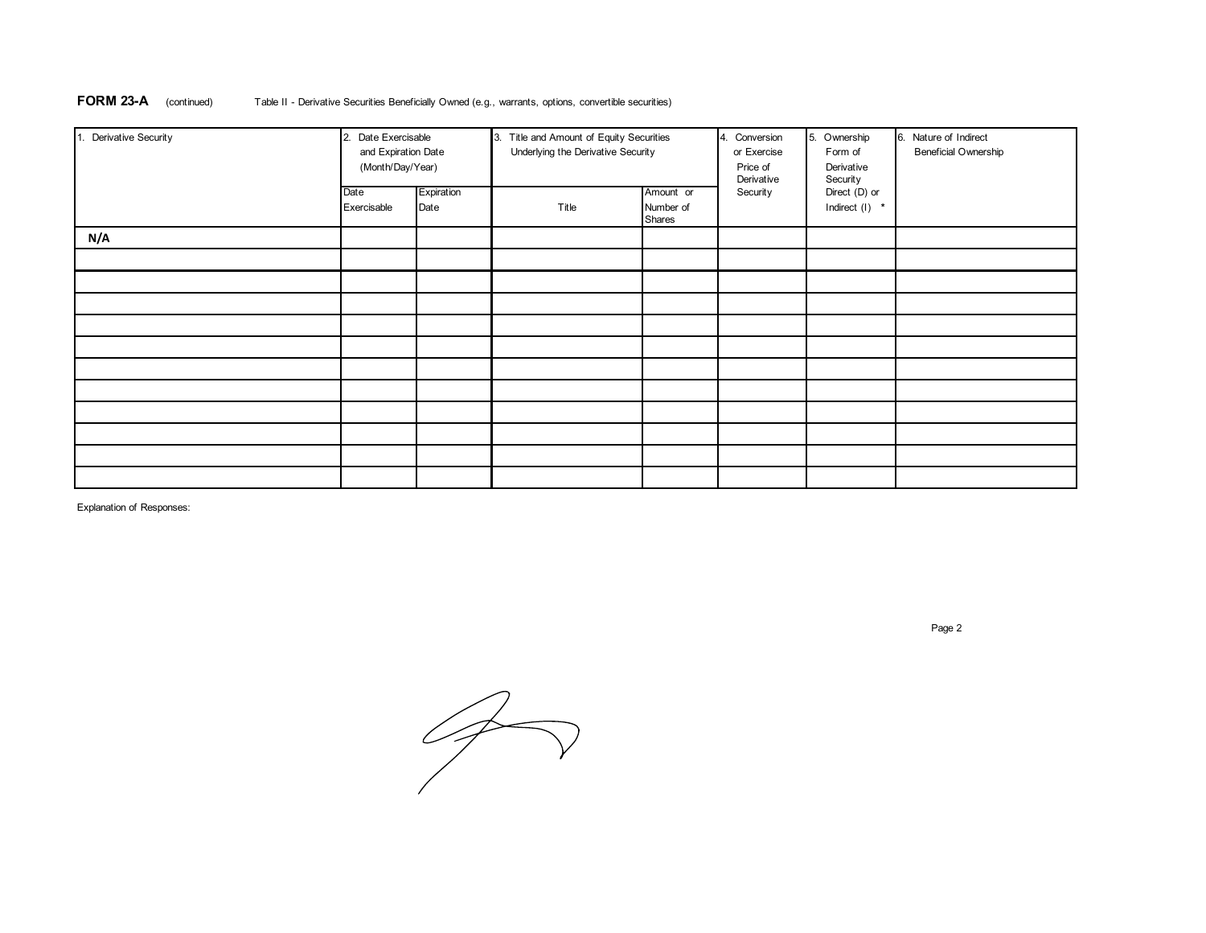**FORM 23-A** (continued) Table II - Derivative Securities Beneficially Owned (e.g., warrants, options, convertible securities)

| 1. Derivative Security | 2. Date Exercisable and Expiration Date (Month/Day/Year) | | 3. Title and Amount of Equity Securities Underlying the Derivative Security | | 4. Conversion or Exercise Price of Derivative Security | 5. Ownership Form of Derivative Security Direct (D) or Indirect (I) * | 6. Nature of Indirect Beneficial Ownership |
|---|---|---|---|---|---|---|---|
| | Date Exercisable | Expiration Date | Title | Amount or Number of Shares | | | |
| N/A | | | | | | | |
| | | | | | | | |
| | | | | | | | |
| | | | | | | | |
| | | | | | | | |
| | | | | | | | |
| | | | | | | | |
| | | | | | | | |
| | | | | | | | |
| | | | | | | | |
| | | | | | | | |
| | | | | | | | |

Explanation of Responses: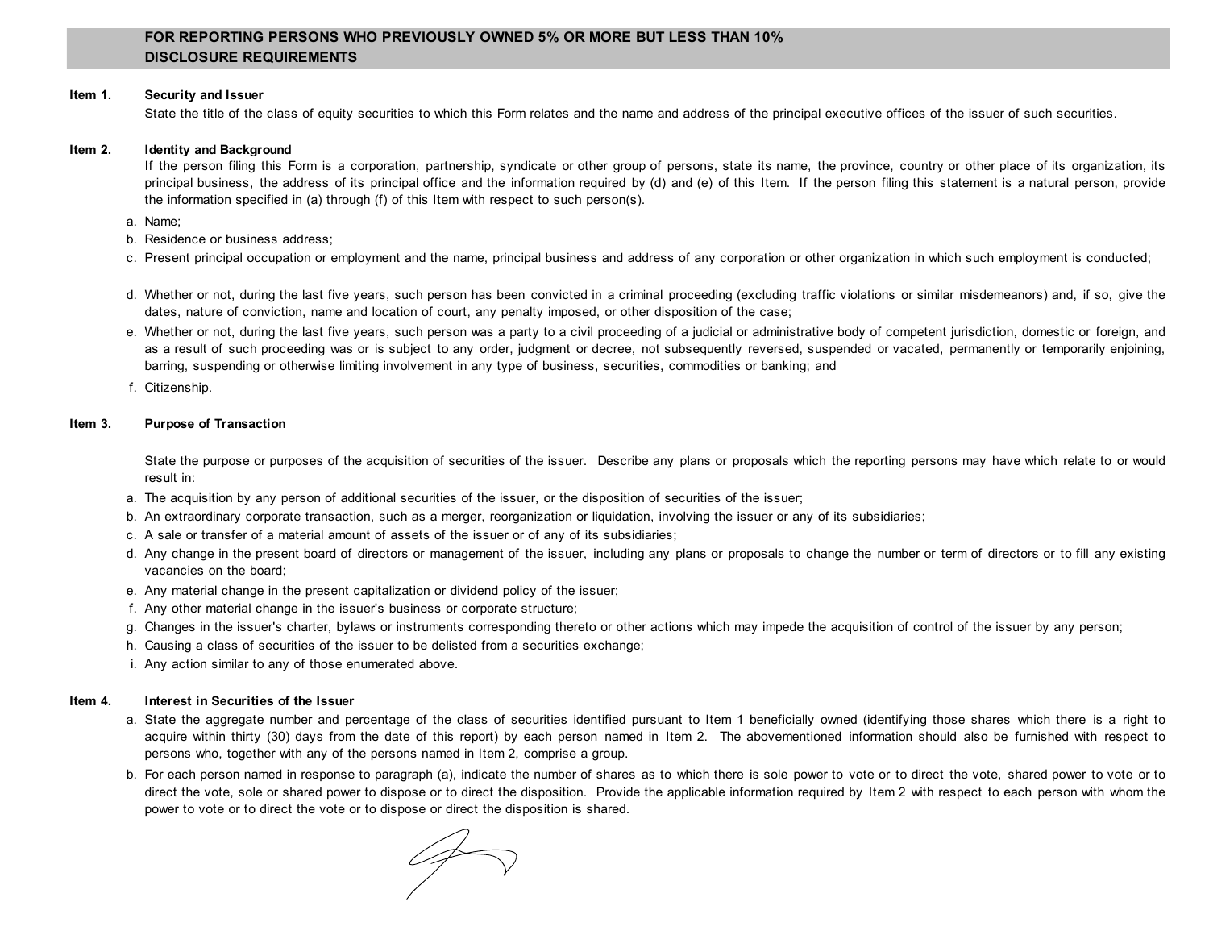## FOR REPORTING PERSONS WHO PREVIOUSLY OWNED 5% OR MORE BUT LESS THAN 10%
## DISCLOSURE REQUIREMENTS

**Item 1. Security and Issuer**

State the title of the class of equity securities to which this Form relates and the name and address of the principal executive offices of the issuer of such securities.

**Item 2. Identity and Background**

If the person filing this Form is a corporation, partnership, syndicate or other group of persons, state its name, the province, country or other place of its organization, its principal business, the address of its principal office and the information required by (d) and (e) of this Item. If the person filing this statement is a natural person, provide the information specified in (a) through (f) of this Item with respect to such person(s).

a. Name;
b. Residence or business address;
c. Present principal occupation or employment and the name, principal business and address of any corporation or other organization in which such employment is conducted;
d. Whether or not, during the last five years, such person has been convicted in a criminal proceeding (excluding traffic violations or similar misdemeanors) and, if so, give the dates, nature of conviction, name and location of court, any penalty imposed, or other disposition of the case;
e. Whether or not, during the last five years, such person was a party to a civil proceeding of a judicial or administrative body of competent jurisdiction, domestic or foreign, and as a result of such proceeding was or is subject to any order, judgment or decree, not subsequently reversed, suspended or vacated, permanently or temporarily enjoining, barring, suspending or otherwise limiting involvement in any type of business, securities, commodities or banking; and
f. Citizenship.

**Item 3. Purpose of Transaction**

State the purpose or purposes of the acquisition of securities of the issuer. Describe any plans or proposals which the reporting persons may have which relate to or would result in:

a. The acquisition by any person of additional securities of the issuer, or the disposition of securities of the issuer;
b. An extraordinary corporate transaction, such as a merger, reorganization or liquidation, involving the issuer or any of its subsidiaries;
c. A sale or transfer of a material amount of assets of the issuer or of any of its subsidiaries;
d. Any change in the present board of directors or management of the issuer, including any plans or proposals to change the number or term of directors or to fill any existing vacancies on the board;
e. Any material change in the present capitalization or dividend policy of the issuer;
f. Any other material change in the issuer's business or corporate structure;
g. Changes in the issuer's charter, bylaws or instruments corresponding thereto or other actions which may impede the acquisition of control of the issuer by any person;
h. Causing a class of securities of the issuer to be delisted from a securities exchange;
i. Any action similar to any of those enumerated above.

**Item 4. Interest in Securities of the Issuer**

a. State the aggregate number and percentage of the class of securities identified pursuant to Item 1 beneficially owned (identifying those shares which there is a right to acquire within thirty (30) days from the date of this report) by each person named in Item 2. The abovementioned information should also be furnished with respect to persons who, together with any of the persons named in Item 2, comprise a group.
b. For each person named in response to paragraph (a), indicate the number of shares as to which there is sole power to vote or to direct the vote, shared power to vote or to direct the vote, sole or shared power to dispose or to direct the disposition. Provide the applicable information required by Item 2 with respect to each person with whom the power to vote or to direct the vote or to dispose or direct the disposition is shared.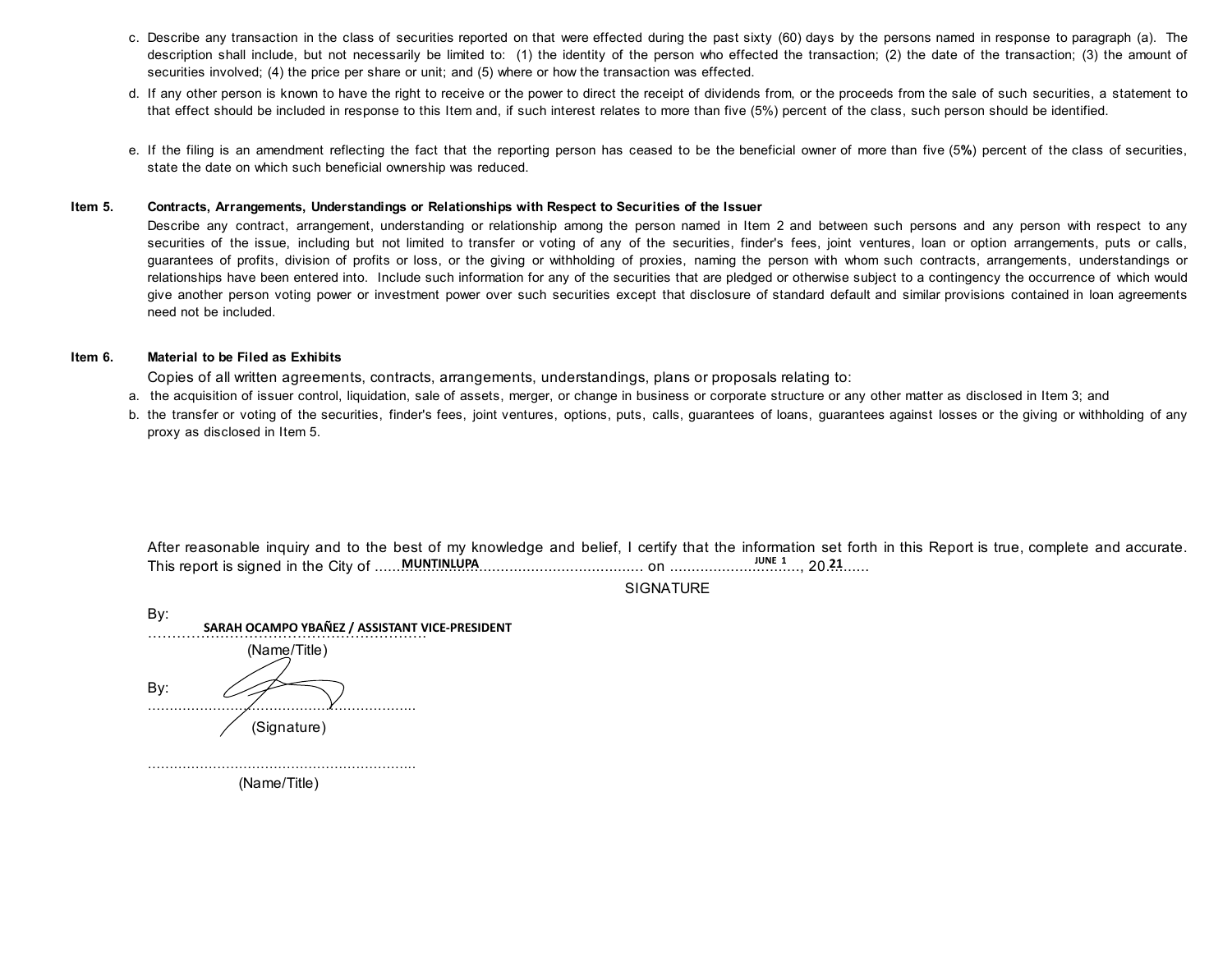c. Describe any transaction in the class of securities reported on that were effected during the past sixty (60) days by the persons named in response to paragraph (a). The description shall include, but not necessarily be limited to: (1) the identity of the person who effected the transaction; (2) the date of the transaction; (3) the amount of securities involved; (4) the price per share or unit; and (5) where or how the transaction was effected.

d. If any other person is known to have the right to receive or the power to direct the receipt of dividends from, or the proceeds from the sale of such securities, a statement to that effect should be included in response to this Item and, if such interest relates to more than five (5%) percent of the class, such person should be identified.

e. If the filing is an amendment reflecting the fact that the reporting person has ceased to be the beneficial owner of more than five (5%) percent of the class of securities, state the date on which such beneficial ownership was reduced.

**Item 5. Contracts, Arrangements, Understandings or Relationships with Respect to Securities of the Issuer**

Describe any contract, arrangement, understanding or relationship among the person named in Item 2 and between such persons and any person with respect to any securities of the issue, including but not limited to transfer or voting of any of the securities, finder's fees, joint ventures, loan or option arrangements, puts or calls, guarantees of profits, division of profits or loss, or the giving or withholding of proxies, naming the person with whom such contracts, arrangements, understandings or relationships have been entered into. Include such information for any of the securities that are pledged or otherwise subject to a contingency the occurrence of which would give another person voting power or investment power over such securities except that disclosure of standard default and similar provisions contained in loan agreements need not be included.

**Item 6. Material to be Filed as Exhibits**

Copies of all written agreements, contracts, arrangements, understandings, plans or proposals relating to:

a. the acquisition of issuer control, liquidation, sale of assets, merger, or change in business or corporate structure or any other matter as disclosed in Item 3; and

b. the transfer or voting of the securities, finder's fees, joint ventures, options, puts, calls, guarantees of loans, guarantees against losses or the giving or withholding of any proxy as disclosed in Item 5.

After reasonable inquiry and to the best of my knowledge and belief, I certify that the information set forth in this Report is true, complete and accurate. This report is signed in the City of .....**MUNTINLUPA**..... on .....**JUNE 1**....., 20**21**.....

SIGNATURE

By:
.....**SARAH OCAMPO YBAÑEZ / ASSISTANT VICE-PRESIDENT**.....
(Name/Title)

By:
..............................................................
(Signature)

..............................................................
(Name/Title)